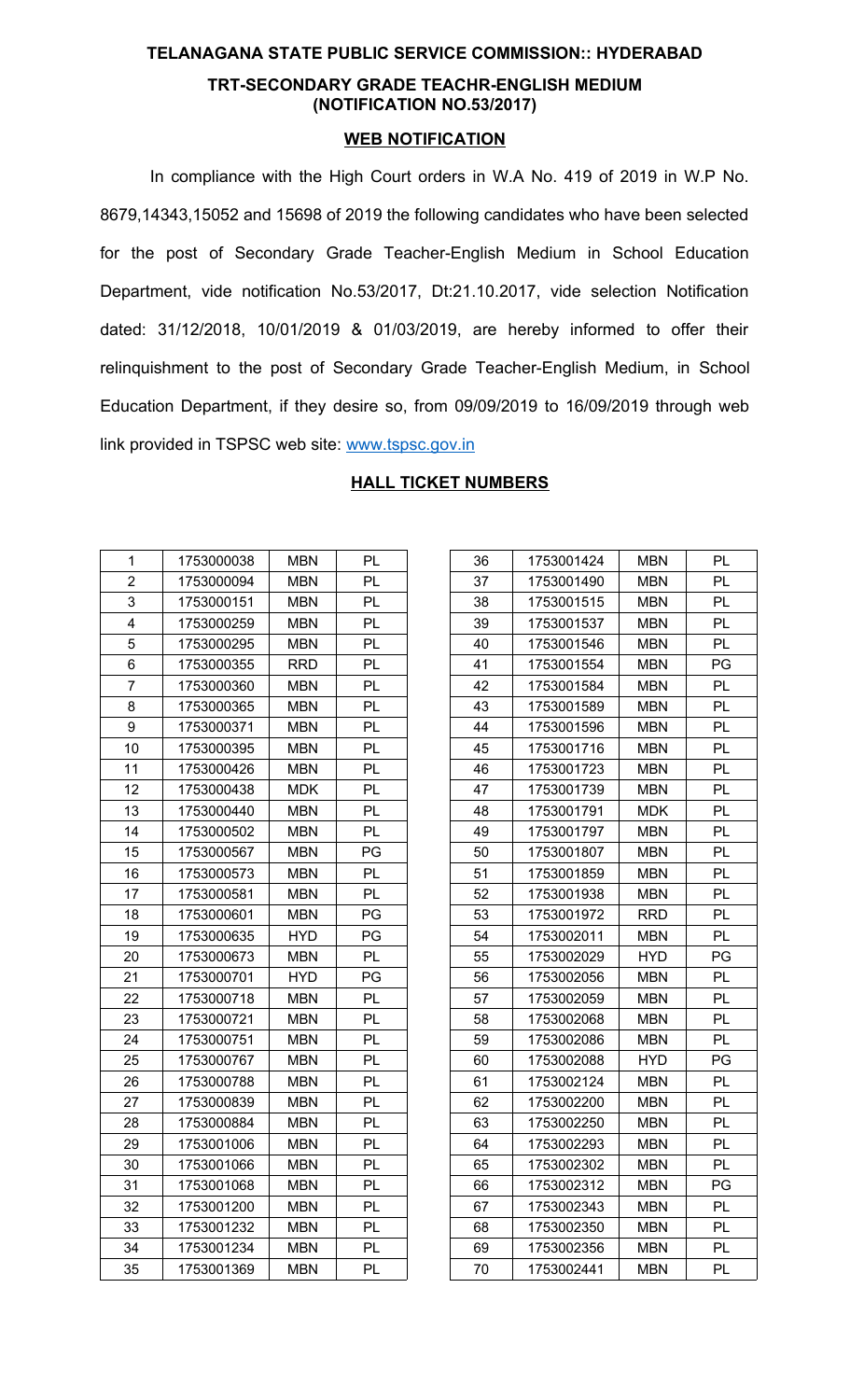# TELANAGANA STATE PUBLIC SERVICE COMMISSION:: HYDERABAD

## TRT-SECONDARY GRADE TEACHR-ENGLISH MEDIUM (NOTIFICATION NO.53/2017)

### WEB NOTIFICATION

In compliance with the High Court orders in W.A No. 419 of 2019 in W.P No. 8679,14343,15052 and 15698 of 2019 the following candidates who have been selected for the post of Secondary Grade Teacher-English Medium in School Education Department, vide notification No.53/2017, Dt:21.10.2017, vide selection Notification dated: 31/12/2018, 10/01/2019 & 01/03/2019, are hereby informed to offer their relinquishment to the post of Secondary Grade Teacher-English Medium, in School Education Department, if they desire so, from 09/09/2019 to 16/09/2019 through web link provided in TSPSC web site: www.tspsc.gov.in

### HALL TICKET NUMBERS

| | | | |
|---|---|---|---|
| 1 | 1753000038 | MBN | PL |
| 2 | 1753000094 | MBN | PL |
| 3 | 1753000151 | MBN | PL |
| 4 | 1753000259 | MBN | PL |
| 5 | 1753000295 | MBN | PL |
| 6 | 1753000355 | RRD | PL |
| 7 | 1753000360 | MBN | PL |
| 8 | 1753000365 | MBN | PL |
| 9 | 1753000371 | MBN | PL |
| 10 | 1753000395 | MBN | PL |
| 11 | 1753000426 | MBN | PL |
| 12 | 1753000438 | MDK | PL |
| 13 | 1753000440 | MBN | PL |
| 14 | 1753000502 | MBN | PL |
| 15 | 1753000567 | MBN | PG |
| 16 | 1753000573 | MBN | PL |
| 17 | 1753000581 | MBN | PL |
| 18 | 1753000601 | MBN | PG |
| 19 | 1753000635 | HYD | PG |
| 20 | 1753000673 | MBN | PL |
| 21 | 1753000701 | HYD | PG |
| 22 | 1753000718 | MBN | PL |
| 23 | 1753000721 | MBN | PL |
| 24 | 1753000751 | MBN | PL |
| 25 | 1753000767 | MBN | PL |
| 26 | 1753000788 | MBN | PL |
| 27 | 1753000839 | MBN | PL |
| 28 | 1753000884 | MBN | PL |
| 29 | 1753001006 | MBN | PL |
| 30 | 1753001066 | MBN | PL |
| 31 | 1753001068 | MBN | PL |
| 32 | 1753001200 | MBN | PL |
| 33 | 1753001232 | MBN | PL |
| 34 | 1753001234 | MBN | PL |
| 35 | 1753001369 | MBN | PL |
| 36 | 1753001424 | MBN | PL |
| 37 | 1753001490 | MBN | PL |
| 38 | 1753001515 | MBN | PL |
| 39 | 1753001537 | MBN | PL |
| 40 | 1753001546 | MBN | PL |
| 41 | 1753001554 | MBN | PG |
| 42 | 1753001584 | MBN | PL |
| 43 | 1753001589 | MBN | PL |
| 44 | 1753001596 | MBN | PL |
| 45 | 1753001716 | MBN | PL |
| 46 | 1753001723 | MBN | PL |
| 47 | 1753001739 | MBN | PL |
| 48 | 1753001791 | MDK | PL |
| 49 | 1753001797 | MBN | PL |
| 50 | 1753001807 | MBN | PL |
| 51 | 1753001859 | MBN | PL |
| 52 | 1753001938 | MBN | PL |
| 53 | 1753001972 | RRD | PL |
| 54 | 1753002011 | MBN | PL |
| 55 | 1753002029 | HYD | PG |
| 56 | 1753002056 | MBN | PL |
| 57 | 1753002059 | MBN | PL |
| 58 | 1753002068 | MBN | PL |
| 59 | 1753002086 | MBN | PL |
| 60 | 1753002088 | HYD | PG |
| 61 | 1753002124 | MBN | PL |
| 62 | 1753002200 | MBN | PL |
| 63 | 1753002250 | MBN | PL |
| 64 | 1753002293 | MBN | PL |
| 65 | 1753002302 | MBN | PL |
| 66 | 1753002312 | MBN | PG |
| 67 | 1753002343 | MBN | PL |
| 68 | 1753002350 | MBN | PL |
| 69 | 1753002356 | MBN | PL |
| 70 | 1753002441 | MBN | PL |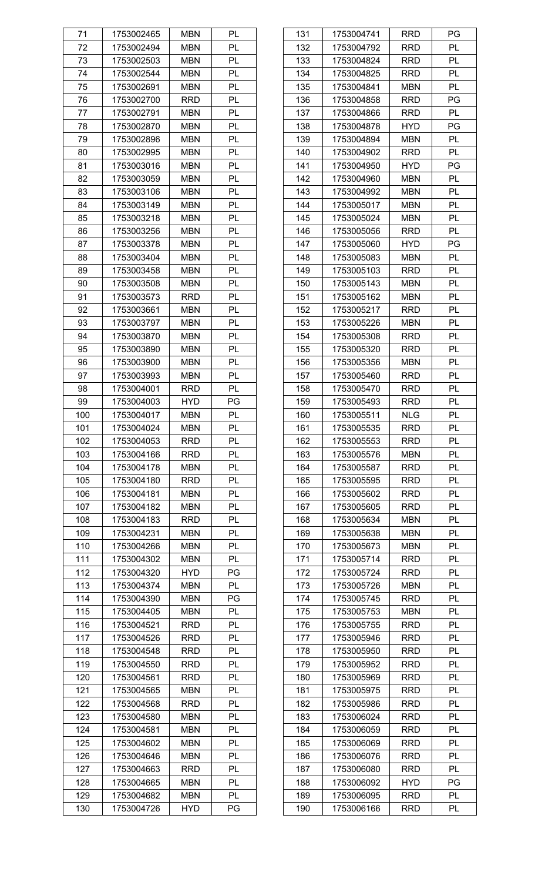| 71 | 1753002465 | MBN | PL |
|---|---|---|---|
| 72 | 1753002494 | MBN | PL |
| 73 | 1753002503 | MBN | PL |
| 74 | 1753002544 | MBN | PL |
| 75 | 1753002691 | MBN | PL |
| 76 | 1753002700 | RRD | PL |
| 77 | 1753002791 | MBN | PL |
| 78 | 1753002870 | MBN | PL |
| 79 | 1753002896 | MBN | PL |
| 80 | 1753002995 | MBN | PL |
| 81 | 1753003016 | MBN | PL |
| 82 | 1753003059 | MBN | PL |
| 83 | 1753003106 | MBN | PL |
| 84 | 1753003149 | MBN | PL |
| 85 | 1753003218 | MBN | PL |
| 86 | 1753003256 | MBN | PL |
| 87 | 1753003378 | MBN | PL |
| 88 | 1753003404 | MBN | PL |
| 89 | 1753003458 | MBN | PL |
| 90 | 1753003508 | MBN | PL |
| 91 | 1753003573 | RRD | PL |
| 92 | 1753003661 | MBN | PL |
| 93 | 1753003797 | MBN | PL |
| 94 | 1753003870 | MBN | PL |
| 95 | 1753003890 | MBN | PL |
| 96 | 1753003900 | MBN | PL |
| 97 | 1753003993 | MBN | PL |
| 98 | 1753004001 | RRD | PL |
| 99 | 1753004003 | HYD | PG |
| 100 | 1753004017 | MBN | PL |
| 101 | 1753004024 | MBN | PL |
| 102 | 1753004053 | RRD | PL |
| 103 | 1753004166 | RRD | PL |
| 104 | 1753004178 | MBN | PL |
| 105 | 1753004180 | RRD | PL |
| 106 | 1753004181 | MBN | PL |
| 107 | 1753004182 | MBN | PL |
| 108 | 1753004183 | RRD | PL |
| 109 | 1753004231 | MBN | PL |
| 110 | 1753004266 | MBN | PL |
| 111 | 1753004302 | MBN | PL |
| 112 | 1753004320 | HYD | PG |
| 113 | 1753004374 | MBN | PL |
| 114 | 1753004390 | MBN | PG |
| 115 | 1753004405 | MBN | PL |
| 116 | 1753004521 | RRD | PL |
| 117 | 1753004526 | RRD | PL |
| 118 | 1753004548 | RRD | PL |
| 119 | 1753004550 | RRD | PL |
| 120 | 1753004561 | RRD | PL |
| 121 | 1753004565 | MBN | PL |
| 122 | 1753004568 | RRD | PL |
| 123 | 1753004580 | MBN | PL |
| 124 | 1753004581 | MBN | PL |
| 125 | 1753004602 | MBN | PL |
| 126 | 1753004646 | MBN | PL |
| 127 | 1753004663 | RRD | PL |
| 128 | 1753004665 | MBN | PL |
| 129 | 1753004682 | MBN | PL |
| 130 | 1753004726 | HYD | PG |
| 131 | 1753004741 | RRD | PG |
| 132 | 1753004792 | RRD | PL |
| 133 | 1753004824 | RRD | PL |
| 134 | 1753004825 | RRD | PL |
| 135 | 1753004841 | MBN | PL |
| 136 | 1753004858 | RRD | PG |
| 137 | 1753004866 | RRD | PL |
| 138 | 1753004878 | HYD | PG |
| 139 | 1753004894 | MBN | PL |
| 140 | 1753004902 | RRD | PL |
| 141 | 1753004950 | HYD | PG |
| 142 | 1753004960 | MBN | PL |
| 143 | 1753004992 | MBN | PL |
| 144 | 1753005017 | MBN | PL |
| 145 | 1753005024 | MBN | PL |
| 146 | 1753005056 | RRD | PL |
| 147 | 1753005060 | HYD | PG |
| 148 | 1753005083 | MBN | PL |
| 149 | 1753005103 | RRD | PL |
| 150 | 1753005143 | MBN | PL |
| 151 | 1753005162 | MBN | PL |
| 152 | 1753005217 | RRD | PL |
| 153 | 1753005226 | MBN | PL |
| 154 | 1753005308 | RRD | PL |
| 155 | 1753005320 | RRD | PL |
| 156 | 1753005356 | MBN | PL |
| 157 | 1753005460 | RRD | PL |
| 158 | 1753005470 | RRD | PL |
| 159 | 1753005493 | RRD | PL |
| 160 | 1753005511 | NLG | PL |
| 161 | 1753005535 | RRD | PL |
| 162 | 1753005553 | RRD | PL |
| 163 | 1753005576 | MBN | PL |
| 164 | 1753005587 | RRD | PL |
| 165 | 1753005595 | RRD | PL |
| 166 | 1753005602 | RRD | PL |
| 167 | 1753005605 | RRD | PL |
| 168 | 1753005634 | MBN | PL |
| 169 | 1753005638 | MBN | PL |
| 170 | 1753005673 | MBN | PL |
| 171 | 1753005714 | RRD | PL |
| 172 | 1753005724 | RRD | PL |
| 173 | 1753005726 | MBN | PL |
| 174 | 1753005745 | RRD | PL |
| 175 | 1753005753 | MBN | PL |
| 176 | 1753005755 | RRD | PL |
| 177 | 1753005946 | RRD | PL |
| 178 | 1753005950 | RRD | PL |
| 179 | 1753005952 | RRD | PL |
| 180 | 1753005969 | RRD | PL |
| 181 | 1753005975 | RRD | PL |
| 182 | 1753005986 | RRD | PL |
| 183 | 1753006024 | RRD | PL |
| 184 | 1753006059 | RRD | PL |
| 185 | 1753006069 | RRD | PL |
| 186 | 1753006076 | RRD | PL |
| 187 | 1753006080 | RRD | PL |
| 188 | 1753006092 | HYD | PG |
| 189 | 1753006095 | RRD | PL |
| 190 | 1753006166 | RRD | PL |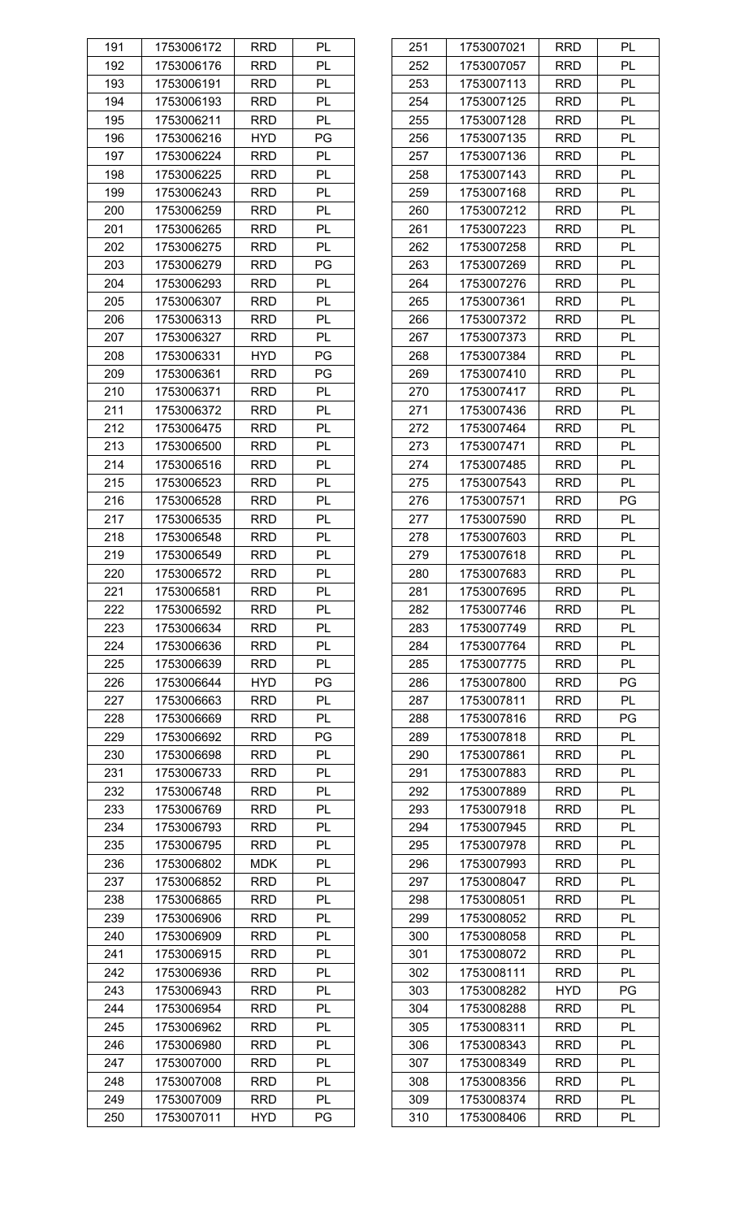| 191 | 1753006172 | RRD | PL |
|---|---|---|---|
| 192 | 1753006176 | RRD | PL |
| 193 | 1753006191 | RRD | PL |
| 194 | 1753006193 | RRD | PL |
| 195 | 1753006211 | RRD | PL |
| 196 | 1753006216 | HYD | PG |
| 197 | 1753006224 | RRD | PL |
| 198 | 1753006225 | RRD | PL |
| 199 | 1753006243 | RRD | PL |
| 200 | 1753006259 | RRD | PL |
| 201 | 1753006265 | RRD | PL |
| 202 | 1753006275 | RRD | PL |
| 203 | 1753006279 | RRD | PG |
| 204 | 1753006293 | RRD | PL |
| 205 | 1753006307 | RRD | PL |
| 206 | 1753006313 | RRD | PL |
| 207 | 1753006327 | RRD | PL |
| 208 | 1753006331 | HYD | PG |
| 209 | 1753006361 | RRD | PG |
| 210 | 1753006371 | RRD | PL |
| 211 | 1753006372 | RRD | PL |
| 212 | 1753006475 | RRD | PL |
| 213 | 1753006500 | RRD | PL |
| 214 | 1753006516 | RRD | PL |
| 215 | 1753006523 | RRD | PL |
| 216 | 1753006528 | RRD | PL |
| 217 | 1753006535 | RRD | PL |
| 218 | 1753006548 | RRD | PL |
| 219 | 1753006549 | RRD | PL |
| 220 | 1753006572 | RRD | PL |
| 221 | 1753006581 | RRD | PL |
| 222 | 1753006592 | RRD | PL |
| 223 | 1753006634 | RRD | PL |
| 224 | 1753006636 | RRD | PL |
| 225 | 1753006639 | RRD | PL |
| 226 | 1753006644 | HYD | PG |
| 227 | 1753006663 | RRD | PL |
| 228 | 1753006669 | RRD | PL |
| 229 | 1753006692 | RRD | PG |
| 230 | 1753006698 | RRD | PL |
| 231 | 1753006733 | RRD | PL |
| 232 | 1753006748 | RRD | PL |
| 233 | 1753006769 | RRD | PL |
| 234 | 1753006793 | RRD | PL |
| 235 | 1753006795 | RRD | PL |
| 236 | 1753006802 | MDK | PL |
| 237 | 1753006852 | RRD | PL |
| 238 | 1753006865 | RRD | PL |
| 239 | 1753006906 | RRD | PL |
| 240 | 1753006909 | RRD | PL |
| 241 | 1753006915 | RRD | PL |
| 242 | 1753006936 | RRD | PL |
| 243 | 1753006943 | RRD | PL |
| 244 | 1753006954 | RRD | PL |
| 245 | 1753006962 | RRD | PL |
| 246 | 1753006980 | RRD | PL |
| 247 | 1753007000 | RRD | PL |
| 248 | 1753007008 | RRD | PL |
| 249 | 1753007009 | RRD | PL |
| 250 | 1753007011 | HYD | PG |
| 251 | 1753007021 | RRD | PL |
| 252 | 1753007057 | RRD | PL |
| 253 | 1753007113 | RRD | PL |
| 254 | 1753007125 | RRD | PL |
| 255 | 1753007128 | RRD | PL |
| 256 | 1753007135 | RRD | PL |
| 257 | 1753007136 | RRD | PL |
| 258 | 1753007143 | RRD | PL |
| 259 | 1753007168 | RRD | PL |
| 260 | 1753007212 | RRD | PL |
| 261 | 1753007223 | RRD | PL |
| 262 | 1753007258 | RRD | PL |
| 263 | 1753007269 | RRD | PL |
| 264 | 1753007276 | RRD | PL |
| 265 | 1753007361 | RRD | PL |
| 266 | 1753007372 | RRD | PL |
| 267 | 1753007373 | RRD | PL |
| 268 | 1753007384 | RRD | PL |
| 269 | 1753007410 | RRD | PL |
| 270 | 1753007417 | RRD | PL |
| 271 | 1753007436 | RRD | PL |
| 272 | 1753007464 | RRD | PL |
| 273 | 1753007471 | RRD | PL |
| 274 | 1753007485 | RRD | PL |
| 275 | 1753007543 | RRD | PL |
| 276 | 1753007571 | RRD | PG |
| 277 | 1753007590 | RRD | PL |
| 278 | 1753007603 | RRD | PL |
| 279 | 1753007618 | RRD | PL |
| 280 | 1753007683 | RRD | PL |
| 281 | 1753007695 | RRD | PL |
| 282 | 1753007746 | RRD | PL |
| 283 | 1753007749 | RRD | PL |
| 284 | 1753007764 | RRD | PL |
| 285 | 1753007775 | RRD | PL |
| 286 | 1753007800 | RRD | PG |
| 287 | 1753007811 | RRD | PL |
| 288 | 1753007816 | RRD | PG |
| 289 | 1753007818 | RRD | PL |
| 290 | 1753007861 | RRD | PL |
| 291 | 1753007883 | RRD | PL |
| 292 | 1753007889 | RRD | PL |
| 293 | 1753007918 | RRD | PL |
| 294 | 1753007945 | RRD | PL |
| 295 | 1753007978 | RRD | PL |
| 296 | 1753007993 | RRD | PL |
| 297 | 1753008047 | RRD | PL |
| 298 | 1753008051 | RRD | PL |
| 299 | 1753008052 | RRD | PL |
| 300 | 1753008058 | RRD | PL |
| 301 | 1753008072 | RRD | PL |
| 302 | 1753008111 | RRD | PL |
| 303 | 1753008282 | HYD | PG |
| 304 | 1753008288 | RRD | PL |
| 305 | 1753008311 | RRD | PL |
| 306 | 1753008343 | RRD | PL |
| 307 | 1753008349 | RRD | PL |
| 308 | 1753008356 | RRD | PL |
| 309 | 1753008374 | RRD | PL |
| 310 | 1753008406 | RRD | PL |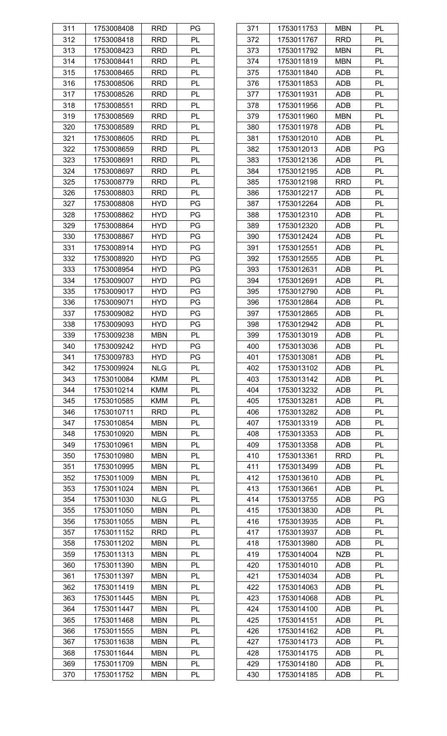| 311 | 1753008408 | RRD | PG |
|---|---|---|---|
| 312 | 1753008418 | RRD | PL |
| 313 | 1753008423 | RRD | PL |
| 314 | 1753008441 | RRD | PL |
| 315 | 1753008465 | RRD | PL |
| 316 | 1753008506 | RRD | PL |
| 317 | 1753008526 | RRD | PL |
| 318 | 1753008551 | RRD | PL |
| 319 | 1753008569 | RRD | PL |
| 320 | 1753008589 | RRD | PL |
| 321 | 1753008605 | RRD | PL |
| 322 | 1753008659 | RRD | PL |
| 323 | 1753008691 | RRD | PL |
| 324 | 1753008697 | RRD | PL |
| 325 | 1753008779 | RRD | PL |
| 326 | 1753008803 | RRD | PL |
| 327 | 1753008808 | HYD | PG |
| 328 | 1753008862 | HYD | PG |
| 329 | 1753008864 | HYD | PG |
| 330 | 1753008867 | HYD | PG |
| 331 | 1753008914 | HYD | PG |
| 332 | 1753008920 | HYD | PG |
| 333 | 1753008954 | HYD | PG |
| 334 | 1753009007 | HYD | PG |
| 335 | 1753009017 | HYD | PG |
| 336 | 1753009071 | HYD | PG |
| 337 | 1753009082 | HYD | PG |
| 338 | 1753009093 | HYD | PG |
| 339 | 1753009238 | MBN | PL |
| 340 | 1753009242 | HYD | PG |
| 341 | 1753009783 | HYD | PG |
| 342 | 1753009924 | NLG | PL |
| 343 | 1753010084 | KMM | PL |
| 344 | 1753010214 | KMM | PL |
| 345 | 1753010585 | KMM | PL |
| 346 | 1753010711 | RRD | PL |
| 347 | 1753010854 | MBN | PL |
| 348 | 1753010920 | MBN | PL |
| 349 | 1753010961 | MBN | PL |
| 350 | 1753010980 | MBN | PL |
| 351 | 1753010995 | MBN | PL |
| 352 | 1753011009 | MBN | PL |
| 353 | 1753011024 | MBN | PL |
| 354 | 1753011030 | NLG | PL |
| 355 | 1753011050 | MBN | PL |
| 356 | 1753011055 | MBN | PL |
| 357 | 1753011152 | RRD | PL |
| 358 | 1753011202 | MBN | PL |
| 359 | 1753011313 | MBN | PL |
| 360 | 1753011390 | MBN | PL |
| 361 | 1753011397 | MBN | PL |
| 362 | 1753011419 | MBN | PL |
| 363 | 1753011445 | MBN | PL |
| 364 | 1753011447 | MBN | PL |
| 365 | 1753011468 | MBN | PL |
| 366 | 1753011555 | MBN | PL |
| 367 | 1753011638 | MBN | PL |
| 368 | 1753011644 | MBN | PL |
| 369 | 1753011709 | MBN | PL |
| 370 | 1753011752 | MBN | PL |
| 371 | 1753011753 | MBN | PL |
| 372 | 1753011767 | RRD | PL |
| 373 | 1753011792 | MBN | PL |
| 374 | 1753011819 | MBN | PL |
| 375 | 1753011840 | ADB | PL |
| 376 | 1753011853 | ADB | PL |
| 377 | 1753011931 | ADB | PL |
| 378 | 1753011956 | ADB | PL |
| 379 | 1753011960 | MBN | PL |
| 380 | 1753011978 | ADB | PL |
| 381 | 1753012010 | ADB | PL |
| 382 | 1753012013 | ADB | PG |
| 383 | 1753012136 | ADB | PL |
| 384 | 1753012195 | ADB | PL |
| 385 | 1753012198 | RRD | PL |
| 386 | 1753012217 | ADB | PL |
| 387 | 1753012264 | ADB | PL |
| 388 | 1753012310 | ADB | PL |
| 389 | 1753012320 | ADB | PL |
| 390 | 1753012424 | ADB | PL |
| 391 | 1753012551 | ADB | PL |
| 392 | 1753012555 | ADB | PL |
| 393 | 1753012631 | ADB | PL |
| 394 | 1753012691 | ADB | PL |
| 395 | 1753012790 | ADB | PL |
| 396 | 1753012864 | ADB | PL |
| 397 | 1753012865 | ADB | PL |
| 398 | 1753012942 | ADB | PL |
| 399 | 1753013019 | ADB | PL |
| 400 | 1753013036 | ADB | PL |
| 401 | 1753013081 | ADB | PL |
| 402 | 1753013102 | ADB | PL |
| 403 | 1753013142 | ADB | PL |
| 404 | 1753013232 | ADB | PL |
| 405 | 1753013281 | ADB | PL |
| 406 | 1753013282 | ADB | PL |
| 407 | 1753013319 | ADB | PL |
| 408 | 1753013353 | ADB | PL |
| 409 | 1753013358 | ADB | PL |
| 410 | 1753013361 | RRD | PL |
| 411 | 1753013499 | ADB | PL |
| 412 | 1753013610 | ADB | PL |
| 413 | 1753013661 | ADB | PL |
| 414 | 1753013755 | ADB | PG |
| 415 | 1753013830 | ADB | PL |
| 416 | 1753013935 | ADB | PL |
| 417 | 1753013937 | ADB | PL |
| 418 | 1753013980 | ADB | PL |
| 419 | 1753014004 | NZB | PL |
| 420 | 1753014010 | ADB | PL |
| 421 | 1753014034 | ADB | PL |
| 422 | 1753014063 | ADB | PL |
| 423 | 1753014068 | ADB | PL |
| 424 | 1753014100 | ADB | PL |
| 425 | 1753014151 | ADB | PL |
| 426 | 1753014162 | ADB | PL |
| 427 | 1753014173 | ADB | PL |
| 428 | 1753014175 | ADB | PL |
| 429 | 1753014180 | ADB | PL |
| 430 | 1753014185 | ADB | PL |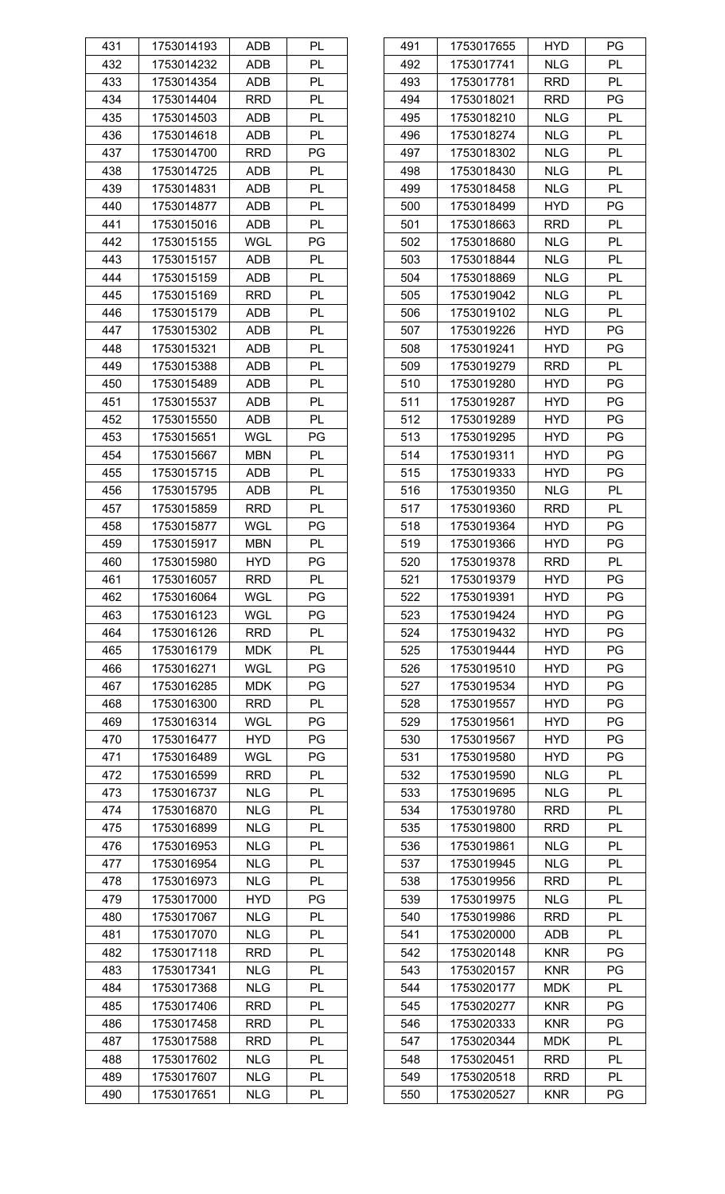| | | | |
|---|---|---|---|
| 431 | 1753014193 | ADB | PL |
| 432 | 1753014232 | ADB | PL |
| 433 | 1753014354 | ADB | PL |
| 434 | 1753014404 | RRD | PL |
| 435 | 1753014503 | ADB | PL |
| 436 | 1753014618 | ADB | PL |
| 437 | 1753014700 | RRD | PG |
| 438 | 1753014725 | ADB | PL |
| 439 | 1753014831 | ADB | PL |
| 440 | 1753014877 | ADB | PL |
| 441 | 1753015016 | ADB | PL |
| 442 | 1753015155 | WGL | PG |
| 443 | 1753015157 | ADB | PL |
| 444 | 1753015159 | ADB | PL |
| 445 | 1753015169 | RRD | PL |
| 446 | 1753015179 | ADB | PL |
| 447 | 1753015302 | ADB | PL |
| 448 | 1753015321 | ADB | PL |
| 449 | 1753015388 | ADB | PL |
| 450 | 1753015489 | ADB | PL |
| 451 | 1753015537 | ADB | PL |
| 452 | 1753015550 | ADB | PL |
| 453 | 1753015651 | WGL | PG |
| 454 | 1753015667 | MBN | PL |
| 455 | 1753015715 | ADB | PL |
| 456 | 1753015795 | ADB | PL |
| 457 | 1753015859 | RRD | PL |
| 458 | 1753015877 | WGL | PG |
| 459 | 1753015917 | MBN | PL |
| 460 | 1753015980 | HYD | PG |
| 461 | 1753016057 | RRD | PL |
| 462 | 1753016064 | WGL | PG |
| 463 | 1753016123 | WGL | PG |
| 464 | 1753016126 | RRD | PL |
| 465 | 1753016179 | MDK | PL |
| 466 | 1753016271 | WGL | PG |
| 467 | 1753016285 | MDK | PG |
| 468 | 1753016300 | RRD | PL |
| 469 | 1753016314 | WGL | PG |
| 470 | 1753016477 | HYD | PG |
| 471 | 1753016489 | WGL | PG |
| 472 | 1753016599 | RRD | PL |
| 473 | 1753016737 | NLG | PL |
| 474 | 1753016870 | NLG | PL |
| 475 | 1753016899 | NLG | PL |
| 476 | 1753016953 | NLG | PL |
| 477 | 1753016954 | NLG | PL |
| 478 | 1753016973 | NLG | PL |
| 479 | 1753017000 | HYD | PG |
| 480 | 1753017067 | NLG | PL |
| 481 | 1753017070 | NLG | PL |
| 482 | 1753017118 | RRD | PL |
| 483 | 1753017341 | NLG | PL |
| 484 | 1753017368 | NLG | PL |
| 485 | 1753017406 | RRD | PL |
| 486 | 1753017458 | RRD | PL |
| 487 | 1753017588 | RRD | PL |
| 488 | 1753017602 | NLG | PL |
| 489 | 1753017607 | NLG | PL |
| 490 | 1753017651 | NLG | PL |
| 491 | 1753017655 | HYD | PG |
| 492 | 1753017741 | NLG | PL |
| 493 | 1753017781 | RRD | PL |
| 494 | 1753018021 | RRD | PG |
| 495 | 1753018210 | NLG | PL |
| 496 | 1753018274 | NLG | PL |
| 497 | 1753018302 | NLG | PL |
| 498 | 1753018430 | NLG | PL |
| 499 | 1753018458 | NLG | PL |
| 500 | 1753018499 | HYD | PG |
| 501 | 1753018663 | RRD | PL |
| 502 | 1753018680 | NLG | PL |
| 503 | 1753018844 | NLG | PL |
| 504 | 1753018869 | NLG | PL |
| 505 | 1753019042 | NLG | PL |
| 506 | 1753019102 | NLG | PL |
| 507 | 1753019226 | HYD | PG |
| 508 | 1753019241 | HYD | PG |
| 509 | 1753019279 | RRD | PL |
| 510 | 1753019280 | HYD | PG |
| 511 | 1753019287 | HYD | PG |
| 512 | 1753019289 | HYD | PG |
| 513 | 1753019295 | HYD | PG |
| 514 | 1753019311 | HYD | PG |
| 515 | 1753019333 | HYD | PG |
| 516 | 1753019350 | NLG | PL |
| 517 | 1753019360 | RRD | PL |
| 518 | 1753019364 | HYD | PG |
| 519 | 1753019366 | HYD | PG |
| 520 | 1753019378 | RRD | PL |
| 521 | 1753019379 | HYD | PG |
| 522 | 1753019391 | HYD | PG |
| 523 | 1753019424 | HYD | PG |
| 524 | 1753019432 | HYD | PG |
| 525 | 1753019444 | HYD | PG |
| 526 | 1753019510 | HYD | PG |
| 527 | 1753019534 | HYD | PG |
| 528 | 1753019557 | HYD | PG |
| 529 | 1753019561 | HYD | PG |
| 530 | 1753019567 | HYD | PG |
| 531 | 1753019580 | HYD | PG |
| 532 | 1753019590 | NLG | PL |
| 533 | 1753019695 | NLG | PL |
| 534 | 1753019780 | RRD | PL |
| 535 | 1753019800 | RRD | PL |
| 536 | 1753019861 | NLG | PL |
| 537 | 1753019945 | NLG | PL |
| 538 | 1753019956 | RRD | PL |
| 539 | 1753019975 | NLG | PL |
| 540 | 1753019986 | RRD | PL |
| 541 | 1753020000 | ADB | PL |
| 542 | 1753020148 | KNR | PG |
| 543 | 1753020157 | KNR | PG |
| 544 | 1753020177 | MDK | PL |
| 545 | 1753020277 | KNR | PG |
| 546 | 1753020333 | KNR | PG |
| 547 | 1753020344 | MDK | PL |
| 548 | 1753020451 | RRD | PL |
| 549 | 1753020518 | RRD | PL |
| 550 | 1753020527 | KNR | PG |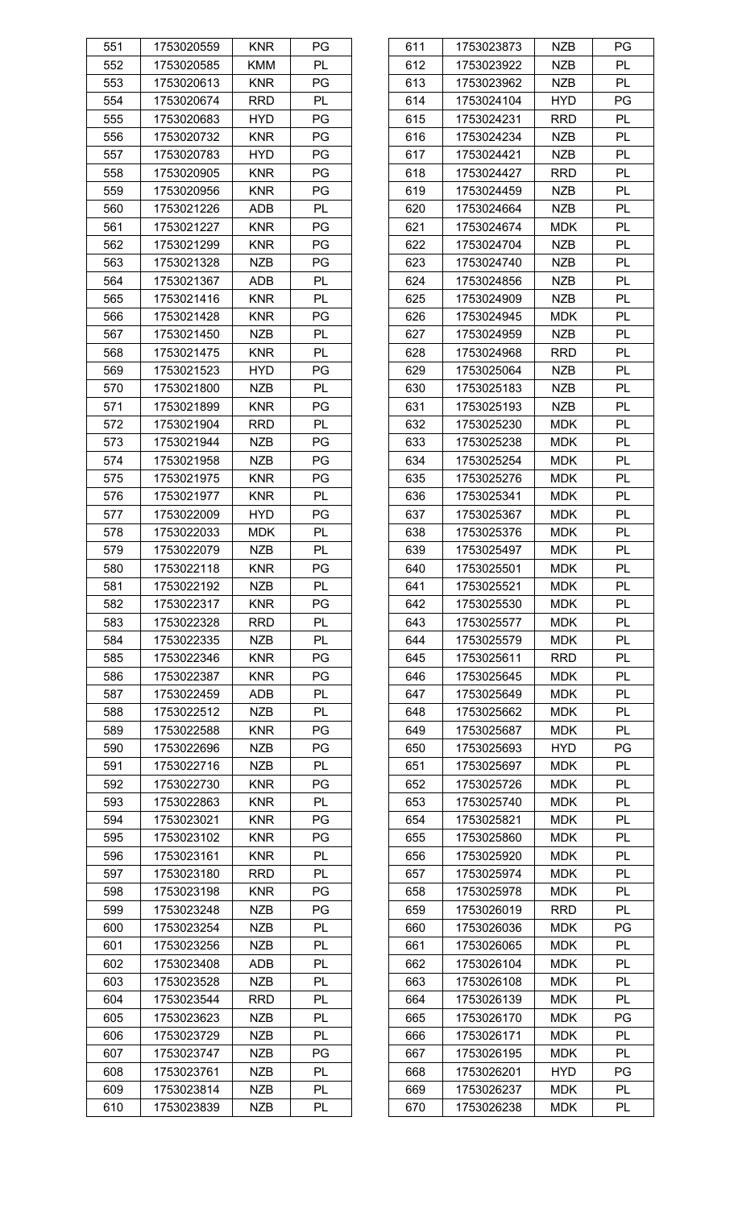| | | | |
|---|---|---|---|
| 551 | 1753020559 | KNR | PG |
| 552 | 1753020585 | KMM | PL |
| 553 | 1753020613 | KNR | PG |
| 554 | 1753020674 | RRD | PL |
| 555 | 1753020683 | HYD | PG |
| 556 | 1753020732 | KNR | PG |
| 557 | 1753020783 | HYD | PG |
| 558 | 1753020905 | KNR | PG |
| 559 | 1753020956 | KNR | PG |
| 560 | 1753021226 | ADB | PL |
| 561 | 1753021227 | KNR | PG |
| 562 | 1753021299 | KNR | PG |
| 563 | 1753021328 | NZB | PG |
| 564 | 1753021367 | ADB | PL |
| 565 | 1753021416 | KNR | PL |
| 566 | 1753021428 | KNR | PG |
| 567 | 1753021450 | NZB | PL |
| 568 | 1753021475 | KNR | PL |
| 569 | 1753021523 | HYD | PG |
| 570 | 1753021800 | NZB | PL |
| 571 | 1753021899 | KNR | PG |
| 572 | 1753021904 | RRD | PL |
| 573 | 1753021944 | NZB | PG |
| 574 | 1753021958 | NZB | PG |
| 575 | 1753021975 | KNR | PG |
| 576 | 1753021977 | KNR | PL |
| 577 | 1753022009 | HYD | PG |
| 578 | 1753022033 | MDK | PL |
| 579 | 1753022079 | NZB | PL |
| 580 | 1753022118 | KNR | PG |
| 581 | 1753022192 | NZB | PL |
| 582 | 1753022317 | KNR | PG |
| 583 | 1753022328 | RRD | PL |
| 584 | 1753022335 | NZB | PL |
| 585 | 1753022346 | KNR | PG |
| 586 | 1753022387 | KNR | PG |
| 587 | 1753022459 | ADB | PL |
| 588 | 1753022512 | NZB | PL |
| 589 | 1753022588 | KNR | PG |
| 590 | 1753022696 | NZB | PG |
| 591 | 1753022716 | NZB | PL |
| 592 | 1753022730 | KNR | PG |
| 593 | 1753022863 | KNR | PL |
| 594 | 1753023021 | KNR | PG |
| 595 | 1753023102 | KNR | PG |
| 596 | 1753023161 | KNR | PL |
| 597 | 1753023180 | RRD | PL |
| 598 | 1753023198 | KNR | PG |
| 599 | 1753023248 | NZB | PG |
| 600 | 1753023254 | NZB | PL |
| 601 | 1753023256 | NZB | PL |
| 602 | 1753023408 | ADB | PL |
| 603 | 1753023528 | NZB | PL |
| 604 | 1753023544 | RRD | PL |
| 605 | 1753023623 | NZB | PL |
| 606 | 1753023729 | NZB | PL |
| 607 | 1753023747 | NZB | PG |
| 608 | 1753023761 | NZB | PL |
| 609 | 1753023814 | NZB | PL |
| 610 | 1753023839 | NZB | PL |
| 611 | 1753023873 | NZB | PG |
| 612 | 1753023922 | NZB | PL |
| 613 | 1753023962 | NZB | PL |
| 614 | 1753024104 | HYD | PG |
| 615 | 1753024231 | RRD | PL |
| 616 | 1753024234 | NZB | PL |
| 617 | 1753024421 | NZB | PL |
| 618 | 1753024427 | RRD | PL |
| 619 | 1753024459 | NZB | PL |
| 620 | 1753024664 | NZB | PL |
| 621 | 1753024674 | MDK | PL |
| 622 | 1753024704 | NZB | PL |
| 623 | 1753024740 | NZB | PL |
| 624 | 1753024856 | NZB | PL |
| 625 | 1753024909 | NZB | PL |
| 626 | 1753024945 | MDK | PL |
| 627 | 1753024959 | NZB | PL |
| 628 | 1753024968 | RRD | PL |
| 629 | 1753025064 | NZB | PL |
| 630 | 1753025183 | NZB | PL |
| 631 | 1753025193 | NZB | PL |
| 632 | 1753025230 | MDK | PL |
| 633 | 1753025238 | MDK | PL |
| 634 | 1753025254 | MDK | PL |
| 635 | 1753025276 | MDK | PL |
| 636 | 1753025341 | MDK | PL |
| 637 | 1753025367 | MDK | PL |
| 638 | 1753025376 | MDK | PL |
| 639 | 1753025497 | MDK | PL |
| 640 | 1753025501 | MDK | PL |
| 641 | 1753025521 | MDK | PL |
| 642 | 1753025530 | MDK | PL |
| 643 | 1753025577 | MDK | PL |
| 644 | 1753025579 | MDK | PL |
| 645 | 1753025611 | RRD | PL |
| 646 | 1753025645 | MDK | PL |
| 647 | 1753025649 | MDK | PL |
| 648 | 1753025662 | MDK | PL |
| 649 | 1753025687 | MDK | PL |
| 650 | 1753025693 | HYD | PG |
| 651 | 1753025697 | MDK | PL |
| 652 | 1753025726 | MDK | PL |
| 653 | 1753025740 | MDK | PL |
| 654 | 1753025821 | MDK | PL |
| 655 | 1753025860 | MDK | PL |
| 656 | 1753025920 | MDK | PL |
| 657 | 1753025974 | MDK | PL |
| 658 | 1753025978 | MDK | PL |
| 659 | 1753026019 | RRD | PL |
| 660 | 1753026036 | MDK | PG |
| 661 | 1753026065 | MDK | PL |
| 662 | 1753026104 | MDK | PL |
| 663 | 1753026108 | MDK | PL |
| 664 | 1753026139 | MDK | PL |
| 665 | 1753026170 | MDK | PG |
| 666 | 1753026171 | MDK | PL |
| 667 | 1753026195 | MDK | PL |
| 668 | 1753026201 | HYD | PG |
| 669 | 1753026237 | MDK | PL |
| 670 | 1753026238 | MDK | PL |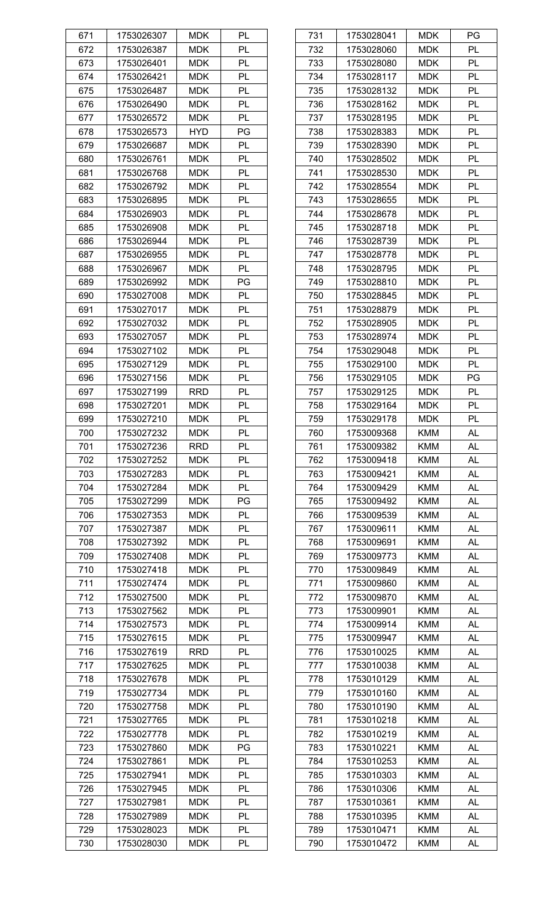| 671 | 1753026307 | MDK | PL |
|---|---|---|---|
| 672 | 1753026387 | MDK | PL |
| 673 | 1753026401 | MDK | PL |
| 674 | 1753026421 | MDK | PL |
| 675 | 1753026487 | MDK | PL |
| 676 | 1753026490 | MDK | PL |
| 677 | 1753026572 | MDK | PL |
| 678 | 1753026573 | HYD | PG |
| 679 | 1753026687 | MDK | PL |
| 680 | 1753026761 | MDK | PL |
| 681 | 1753026768 | MDK | PL |
| 682 | 1753026792 | MDK | PL |
| 683 | 1753026895 | MDK | PL |
| 684 | 1753026903 | MDK | PL |
| 685 | 1753026908 | MDK | PL |
| 686 | 1753026944 | MDK | PL |
| 687 | 1753026955 | MDK | PL |
| 688 | 1753026967 | MDK | PL |
| 689 | 1753026992 | MDK | PG |
| 690 | 1753027008 | MDK | PL |
| 691 | 1753027017 | MDK | PL |
| 692 | 1753027032 | MDK | PL |
| 693 | 1753027057 | MDK | PL |
| 694 | 1753027102 | MDK | PL |
| 695 | 1753027129 | MDK | PL |
| 696 | 1753027156 | MDK | PL |
| 697 | 1753027199 | RRD | PL |
| 698 | 1753027201 | MDK | PL |
| 699 | 1753027210 | MDK | PL |
| 700 | 1753027232 | MDK | PL |
| 701 | 1753027236 | RRD | PL |
| 702 | 1753027252 | MDK | PL |
| 703 | 1753027283 | MDK | PL |
| 704 | 1753027284 | MDK | PL |
| 705 | 1753027299 | MDK | PG |
| 706 | 1753027353 | MDK | PL |
| 707 | 1753027387 | MDK | PL |
| 708 | 1753027392 | MDK | PL |
| 709 | 1753027408 | MDK | PL |
| 710 | 1753027418 | MDK | PL |
| 711 | 1753027474 | MDK | PL |
| 712 | 1753027500 | MDK | PL |
| 713 | 1753027562 | MDK | PL |
| 714 | 1753027573 | MDK | PL |
| 715 | 1753027615 | MDK | PL |
| 716 | 1753027619 | RRD | PL |
| 717 | 1753027625 | MDK | PL |
| 718 | 1753027678 | MDK | PL |
| 719 | 1753027734 | MDK | PL |
| 720 | 1753027758 | MDK | PL |
| 721 | 1753027765 | MDK | PL |
| 722 | 1753027778 | MDK | PL |
| 723 | 1753027860 | MDK | PG |
| 724 | 1753027861 | MDK | PL |
| 725 | 1753027941 | MDK | PL |
| 726 | 1753027945 | MDK | PL |
| 727 | 1753027981 | MDK | PL |
| 728 | 1753027989 | MDK | PL |
| 729 | 1753028023 | MDK | PL |
| 730 | 1753028030 | MDK | PL |
| 731 | 1753028041 | MDK | PG |
| 732 | 1753028060 | MDK | PL |
| 733 | 1753028080 | MDK | PL |
| 734 | 1753028117 | MDK | PL |
| 735 | 1753028132 | MDK | PL |
| 736 | 1753028162 | MDK | PL |
| 737 | 1753028195 | MDK | PL |
| 738 | 1753028383 | MDK | PL |
| 739 | 1753028390 | MDK | PL |
| 740 | 1753028502 | MDK | PL |
| 741 | 1753028530 | MDK | PL |
| 742 | 1753028554 | MDK | PL |
| 743 | 1753028655 | MDK | PL |
| 744 | 1753028678 | MDK | PL |
| 745 | 1753028718 | MDK | PL |
| 746 | 1753028739 | MDK | PL |
| 747 | 1753028778 | MDK | PL |
| 748 | 1753028795 | MDK | PL |
| 749 | 1753028810 | MDK | PL |
| 750 | 1753028845 | MDK | PL |
| 751 | 1753028879 | MDK | PL |
| 752 | 1753028905 | MDK | PL |
| 753 | 1753028974 | MDK | PL |
| 754 | 1753029048 | MDK | PL |
| 755 | 1753029100 | MDK | PL |
| 756 | 1753029105 | MDK | PG |
| 757 | 1753029125 | MDK | PL |
| 758 | 1753029164 | MDK | PL |
| 759 | 1753029178 | MDK | PL |
| 760 | 1753009368 | KMM | AL |
| 761 | 1753009382 | KMM | AL |
| 762 | 1753009418 | KMM | AL |
| 763 | 1753009421 | KMM | AL |
| 764 | 1753009429 | KMM | AL |
| 765 | 1753009492 | KMM | AL |
| 766 | 1753009539 | KMM | AL |
| 767 | 1753009611 | KMM | AL |
| 768 | 1753009691 | KMM | AL |
| 769 | 1753009773 | KMM | AL |
| 770 | 1753009849 | KMM | AL |
| 771 | 1753009860 | KMM | AL |
| 772 | 1753009870 | KMM | AL |
| 773 | 1753009901 | KMM | AL |
| 774 | 1753009914 | KMM | AL |
| 775 | 1753009947 | KMM | AL |
| 776 | 1753010025 | KMM | AL |
| 777 | 1753010038 | KMM | AL |
| 778 | 1753010129 | KMM | AL |
| 779 | 1753010160 | KMM | AL |
| 780 | 1753010190 | KMM | AL |
| 781 | 1753010218 | KMM | AL |
| 782 | 1753010219 | KMM | AL |
| 783 | 1753010221 | KMM | AL |
| 784 | 1753010253 | KMM | AL |
| 785 | 1753010303 | KMM | AL |
| 786 | 1753010306 | KMM | AL |
| 787 | 1753010361 | KMM | AL |
| 788 | 1753010395 | KMM | AL |
| 789 | 1753010471 | KMM | AL |
| 790 | 1753010472 | KMM | AL |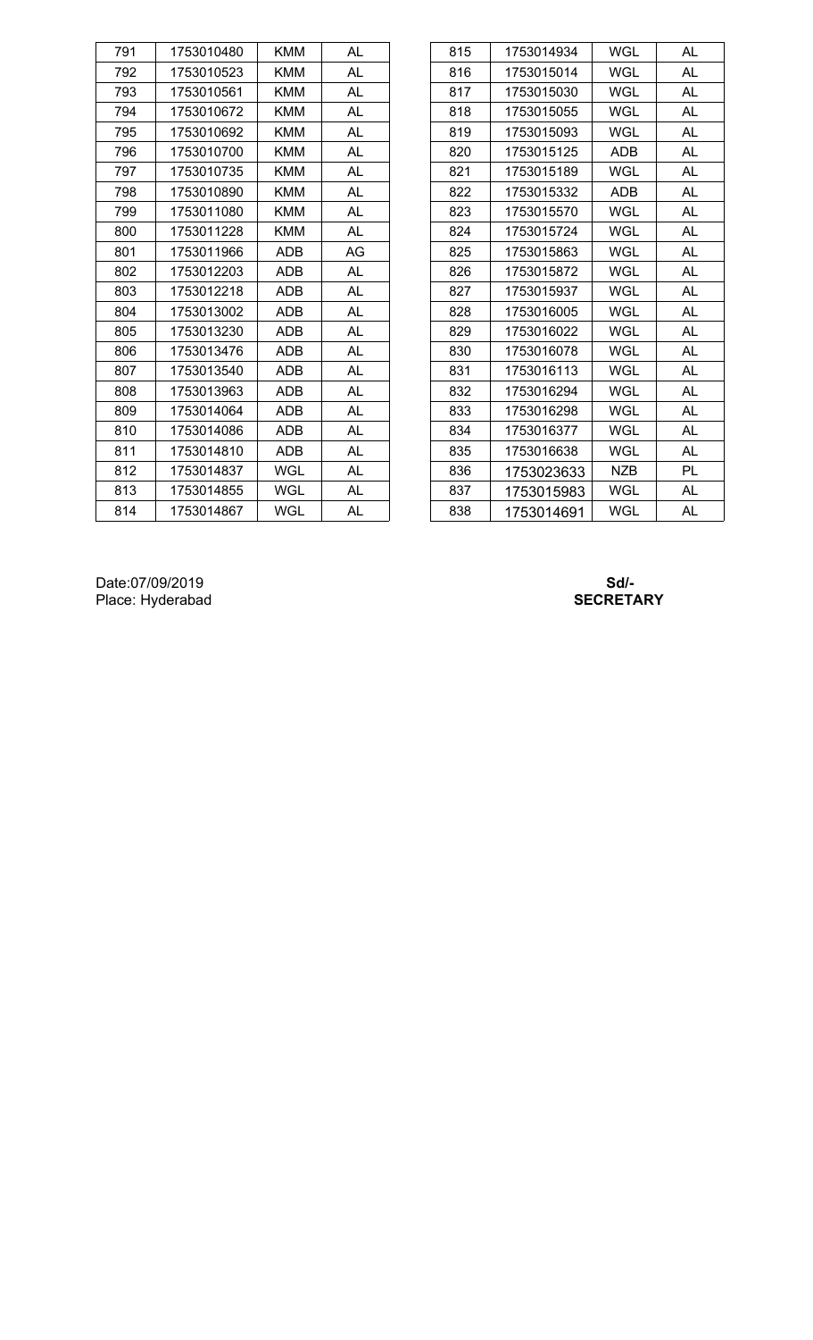| | | | |
|---|---|---|---|
| 791 | 1753010480 | KMM | AL |
| 792 | 1753010523 | KMM | AL |
| 793 | 1753010561 | KMM | AL |
| 794 | 1753010672 | KMM | AL |
| 795 | 1753010692 | KMM | AL |
| 796 | 1753010700 | KMM | AL |
| 797 | 1753010735 | KMM | AL |
| 798 | 1753010890 | KMM | AL |
| 799 | 1753011080 | KMM | AL |
| 800 | 1753011228 | KMM | AL |
| 801 | 1753011966 | ADB | AG |
| 802 | 1753012203 | ADB | AL |
| 803 | 1753012218 | ADB | AL |
| 804 | 1753013002 | ADB | AL |
| 805 | 1753013230 | ADB | AL |
| 806 | 1753013476 | ADB | AL |
| 807 | 1753013540 | ADB | AL |
| 808 | 1753013963 | ADB | AL |
| 809 | 1753014064 | ADB | AL |
| 810 | 1753014086 | ADB | AL |
| 811 | 1753014810 | ADB | AL |
| 812 | 1753014837 | WGL | AL |
| 813 | 1753014855 | WGL | AL |
| 814 | 1753014867 | WGL | AL |
| 815 | 1753014934 | WGL | AL |
| 816 | 1753015014 | WGL | AL |
| 817 | 1753015030 | WGL | AL |
| 818 | 1753015055 | WGL | AL |
| 819 | 1753015093 | WGL | AL |
| 820 | 1753015125 | ADB | AL |
| 821 | 1753015189 | WGL | AL |
| 822 | 1753015332 | ADB | AL |
| 823 | 1753015570 | WGL | AL |
| 824 | 1753015724 | WGL | AL |
| 825 | 1753015863 | WGL | AL |
| 826 | 1753015872 | WGL | AL |
| 827 | 1753015937 | WGL | AL |
| 828 | 1753016005 | WGL | AL |
| 829 | 1753016022 | WGL | AL |
| 830 | 1753016078 | WGL | AL |
| 831 | 1753016113 | WGL | AL |
| 832 | 1753016294 | WGL | AL |
| 833 | 1753016298 | WGL | AL |
| 834 | 1753016377 | WGL | AL |
| 835 | 1753016638 | WGL | AL |
| 836 | 1753023633 | NZB | PL |
| 837 | 1753015983 | WGL | AL |
| 838 | 1753014691 | WGL | AL |

Date:07/09/2019
Place: Hyderabad

**Sd/-**
**SECRETARY**